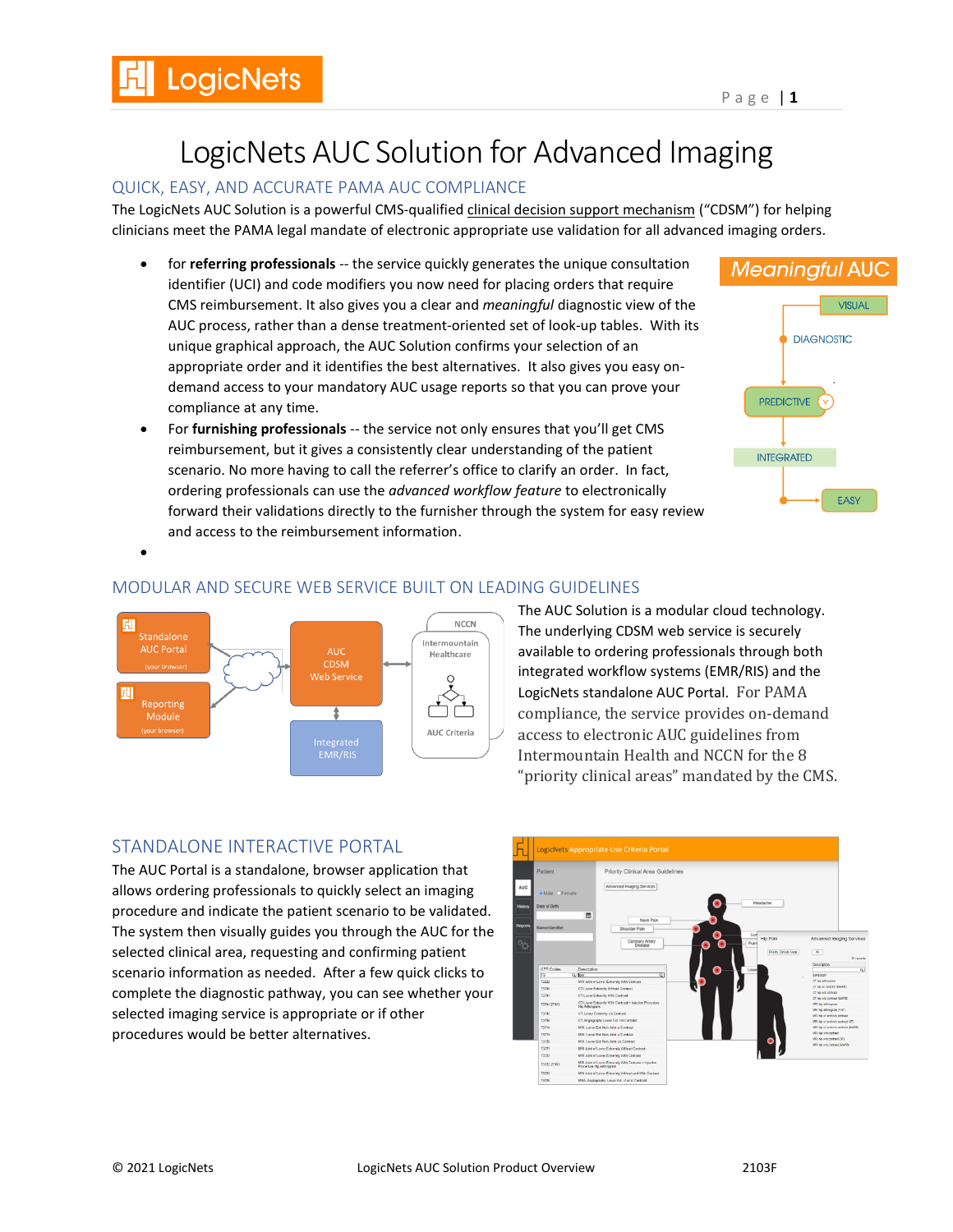# LogicNets AUC Solution for Advanced Imaging

## QUICK, EASY, AND ACCURATE PAMA AUC COMPLIANCE

The LogicNets AUC Solution is a powerful CMS-qualified clinical decision support mechanism ("CDSM") for helping clinicians meet the PAMA legal mandate of electronic appropriate use validation for all advanced imaging orders.

- for **referring professionals** -- the service quickly generates the unique consultation identifier (UCI) and code modifiers you now need for placing orders that require CMS reimbursement. It also gives you a clear and *meaningful* diagnostic view of the AUC process, rather than a dense treatment-oriented set of look-up tables. With its unique graphical approach, the AUC Solution confirms your selection of an appropriate order and it identifies the best alternatives. It also gives you easy on-demand access to your mandatory AUC usage reports so that you can prove your compliance at any time.
- For **furnishing professionals** -- the service not only ensures that you'll get CMS reimbursement, but it gives a consistently clear understanding of the patient scenario. No more having to call the referrer's office to clarify an order. In fact, ordering professionals can use the *advanced workflow feature* to electronically forward their validations directly to the furnisher through the system for easy review and access to the reimbursement information.

Meaningful AUC

VISUAL

DIAGNOSTIC

PREDICTIVE

INTEGRATED

EASY

## MODULAR AND SECURE WEB SERVICE BUILT ON LEADING GUIDELINES

Standalone AUC Portal (your browser)

Reporting Module (your browser)

AUC CDSM Web Service

Integrated EMR/RIS

NCCN

Intermountain Healthcare

AUC Criteria

The AUC Solution is a modular cloud technology. The underlying CDSM web service is securely available to ordering professionals through both integrated workflow systems (EMR/RIS) and the LogicNets standalone AUC Portal. For PAMA compliance, the service provides on-demand access to electronic AUC guidelines from Intermountain Health and NCCN for the 8 "priority clinical areas" mandated by the CMS.

## STANDALONE INTERACTIVE PORTAL

The AUC Portal is a standalone, browser application that allows ordering professionals to quickly select an imaging procedure and indicate the patient scenario to be validated. The system then visually guides you through the AUC for the selected clinical area, requesting and confirming patient scenario information as needed. After a few quick clicks to complete the diagnostic pathway, you can see whether your selected imaging service is appropriate or if other procedures would be better alternatives.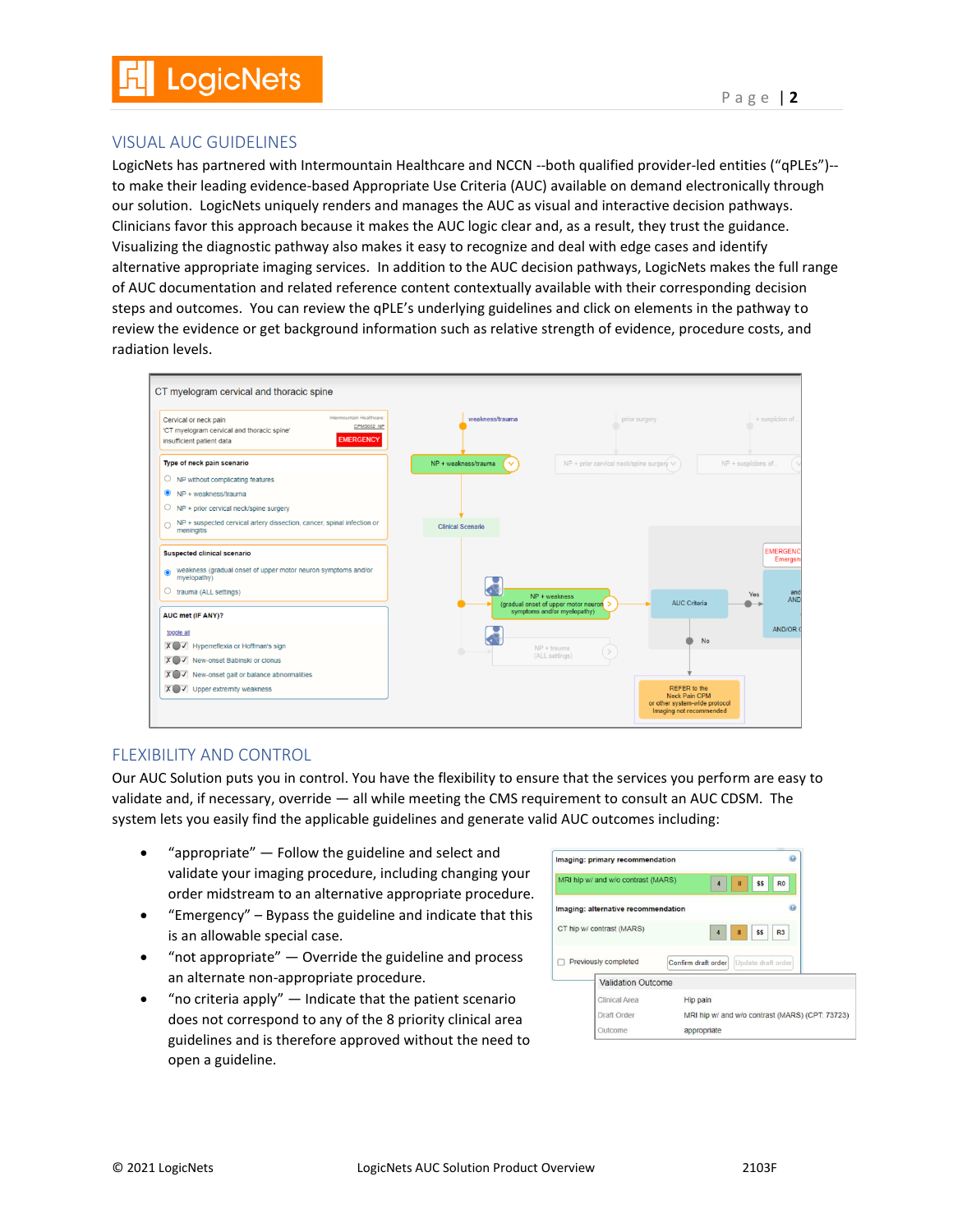## VISUAL AUC GUIDELINES

LogicNets has partnered with Intermountain Healthcare and NCCN --both qualified provider-led entities ("qPLEs")--to make their leading evidence-based Appropriate Use Criteria (AUC) available on demand electronically through our solution. LogicNets uniquely renders and manages the AUC as visual and interactive decision pathways. Clinicians favor this approach because it makes the AUC logic clear and, as a result, they trust the guidance. Visualizing the diagnostic pathway also makes it easy to recognize and deal with edge cases and identify alternative appropriate imaging services. In addition to the AUC decision pathways, LogicNets makes the full range of AUC documentation and related reference content contextually available with their corresponding decision steps and outcomes. You can review the qPLE's underlying guidelines and click on elements in the pathway to review the evidence or get background information such as relative strength of evidence, procedure costs, and radiation levels.

## FLEXIBILITY AND CONTROL

Our AUC Solution puts you in control. You have the flexibility to ensure that the services you perform are easy to validate and, if necessary, override — all while meeting the CMS requirement to consult an AUC CDSM. The system lets you easily find the applicable guidelines and generate valid AUC outcomes including:

- "appropriate" — Follow the guideline and select and validate your imaging procedure, including changing your order midstream to an alternative appropriate procedure.
- "Emergency" – Bypass the guideline and indicate that this is an allowable special case.
- "not appropriate" — Override the guideline and process an alternate non-appropriate procedure.
- "no criteria apply" — Indicate that the patient scenario does not correspond to any of the 8 priority clinical area guidelines and is therefore approved without the need to open a guideline.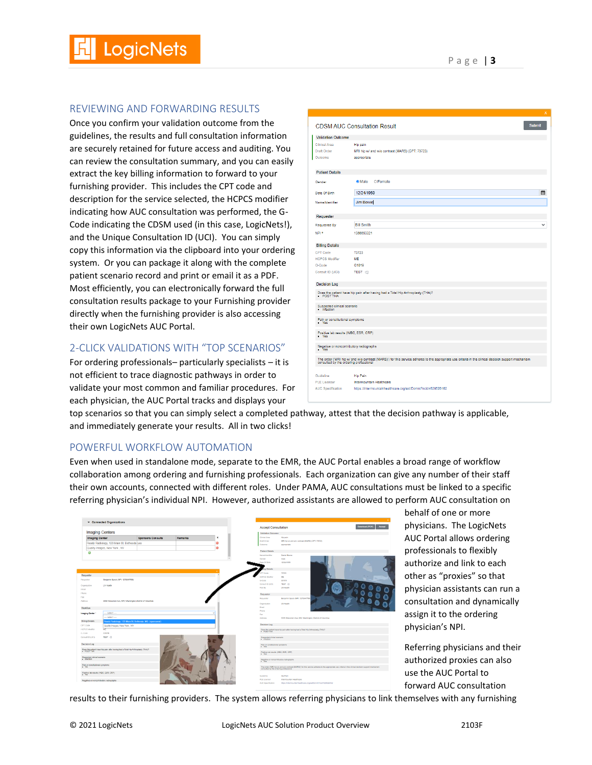## REVIEWING AND FORWARDING RESULTS

Once you confirm your validation outcome from the guidelines, the results and full consultation information are securely retained for future access and auditing. You can review the consultation summary, and you can easily extract the key billing information to forward to your furnishing provider. This includes the CPT code and description for the service selected, the HCPCS modifier indicating how AUC consultation was performed, the G-Code indicating the CDSM used (in this case, LogicNets!), and the Unique Consultation ID (UCI). You can simply copy this information via the clipboard into your ordering system. Or you can package it along with the complete patient scenario record and print or email it as a PDF. Most efficiently, you can electronically forward the full consultation results package to your Furnishing provider directly when the furnishing provider is also accessing their own LogicNets AUC Portal.

## 2-CLICK VALIDATIONS WITH "TOP SCENARIOS"

For ordering professionals– particularly specialists – it is not efficient to trace diagnostic pathways in order to validate your most common and familiar procedures. For each physician, the AUC Portal tracks and displays your top scenarios so that you can simply select a completed pathway, attest that the decision pathway is applicable, and immediately generate your results. All in two clicks!

## POWERFUL WORKFLOW AUTOMATION

Even when used in standalone mode, separate to the EMR, the AUC Portal enables a broad range of workflow collaboration among ordering and furnishing professionals. Each organization can give any number of their staff their own accounts, connected with different roles. Under PAMA, AUC consultations must be linked to a specific referring physician's individual NPI. However, authorized assistants are allowed to perform AUC consultation on behalf of one or more physicians. The LogicNets AUC Portal allows ordering professionals to flexibly authorize and link to each other as "proxies" so that physician assistants can run a consultation and dynamically assign it to the ordering physician's NPI.

Referring physicians and their authorized proxies can also use the AUC Portal to forward AUC consultation results to their furnishing providers. The system allows referring physicians to link themselves with any furnishing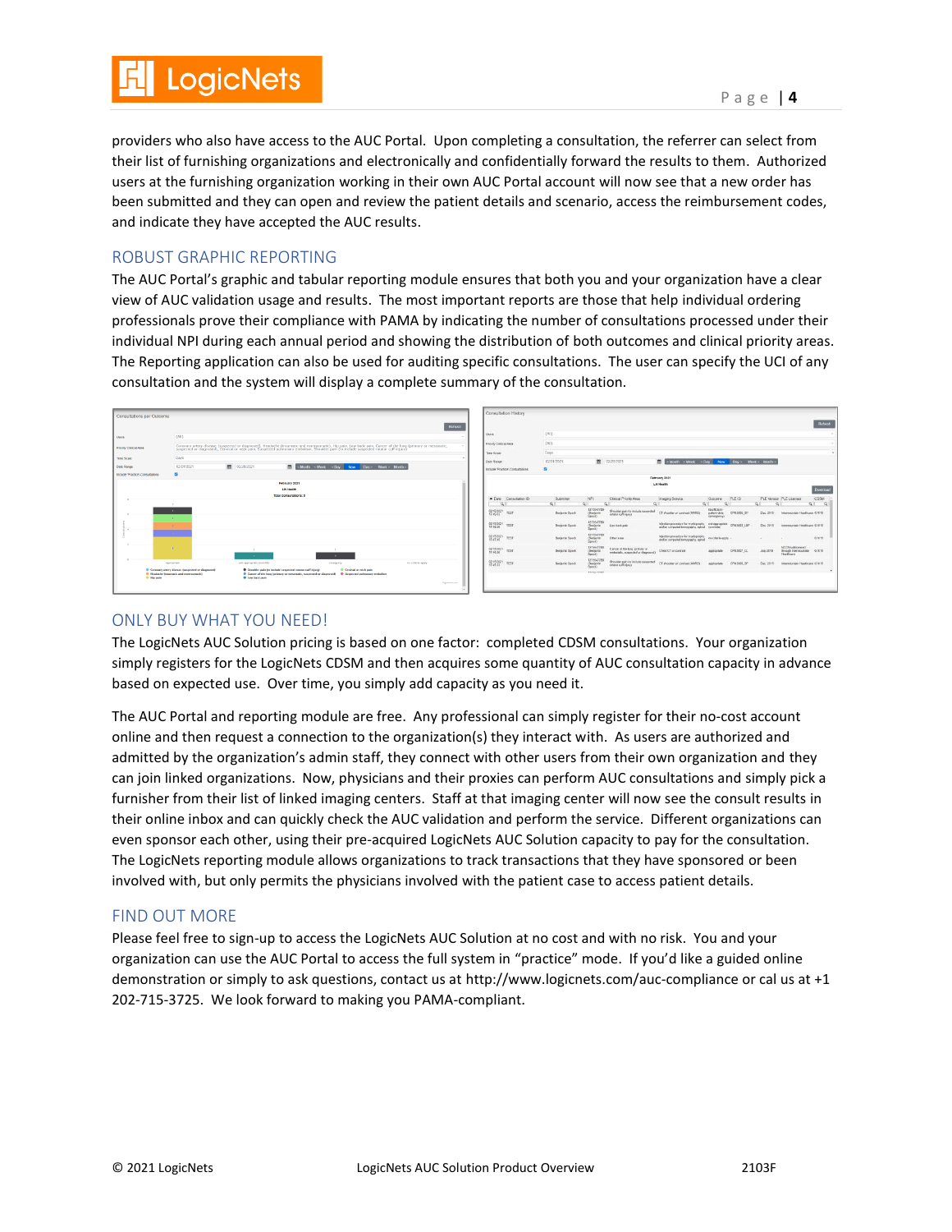providers who also have access to the AUC Portal. Upon completing a consultation, the referrer can select from their list of furnishing organizations and electronically and confidentially forward the results to them. Authorized users at the furnishing organization working in their own AUC Portal account will now see that a new order has been submitted and they can open and review the patient details and scenario, access the reimbursement codes, and indicate they have accepted the AUC results.

## ROBUST GRAPHIC REPORTING

The AUC Portal's graphic and tabular reporting module ensures that both you and your organization have a clear view of AUC validation usage and results. The most important reports are those that help individual ordering professionals prove their compliance with PAMA by indicating the number of consultations processed under their individual NPI during each annual period and showing the distribution of both outcomes and clinical priority areas. The Reporting application can also be used for auditing specific consultations. The user can specify the UCI of any consultation and the system will display a complete summary of the consultation.

## ONLY BUY WHAT YOU NEED!

The LogicNets AUC Solution pricing is based on one factor: completed CDSM consultations. Your organization simply registers for the LogicNets CDSM and then acquires some quantity of AUC consultation capacity in advance based on expected use. Over time, you simply add capacity as you need it.

The AUC Portal and reporting module are free. Any professional can simply register for their no-cost account online and then request a connection to the organization(s) they interact with. As users are authorized and admitted by the organization's admin staff, they connect with other users from their own organization and they can join linked organizations. Now, physicians and their proxies can perform AUC consultations and simply pick a furnisher from their list of linked imaging centers. Staff at that imaging center will now see the consult results in their online inbox and can quickly check the AUC validation and perform the service. Different organizations can even sponsor each other, using their pre-acquired LogicNets AUC Solution capacity to pay for the consultation. The LogicNets reporting module allows organizations to track transactions that they have sponsored or been involved with, but only permits the physicians involved with the patient case to access patient details.

## FIND OUT MORE

Please feel free to sign-up to access the LogicNets AUC Solution at no cost and with no risk. You and your organization can use the AUC Portal to access the full system in "practice" mode. If you'd like a guided online demonstration or simply to ask questions, contact us at http://www.logicnets.com/auc-compliance or cal us at +1 202-715-3725. We look forward to making you PAMA-compliant.